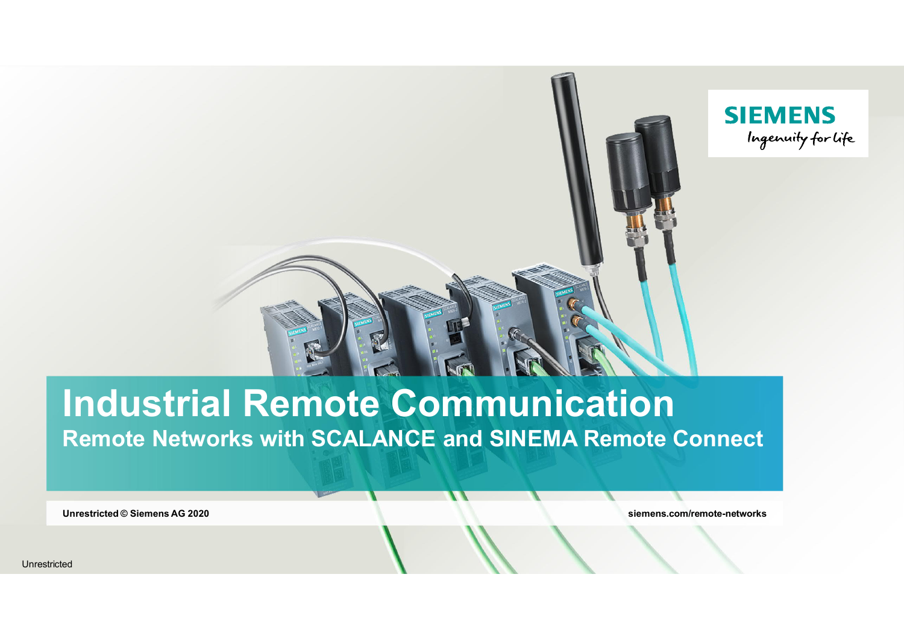# Industrial Remote Communication

## Remote Networks with SCALANCE and SINEMA Remote Connect

**Unrestricted © Siemens AG 2020**

**siemens.com/remote-networks**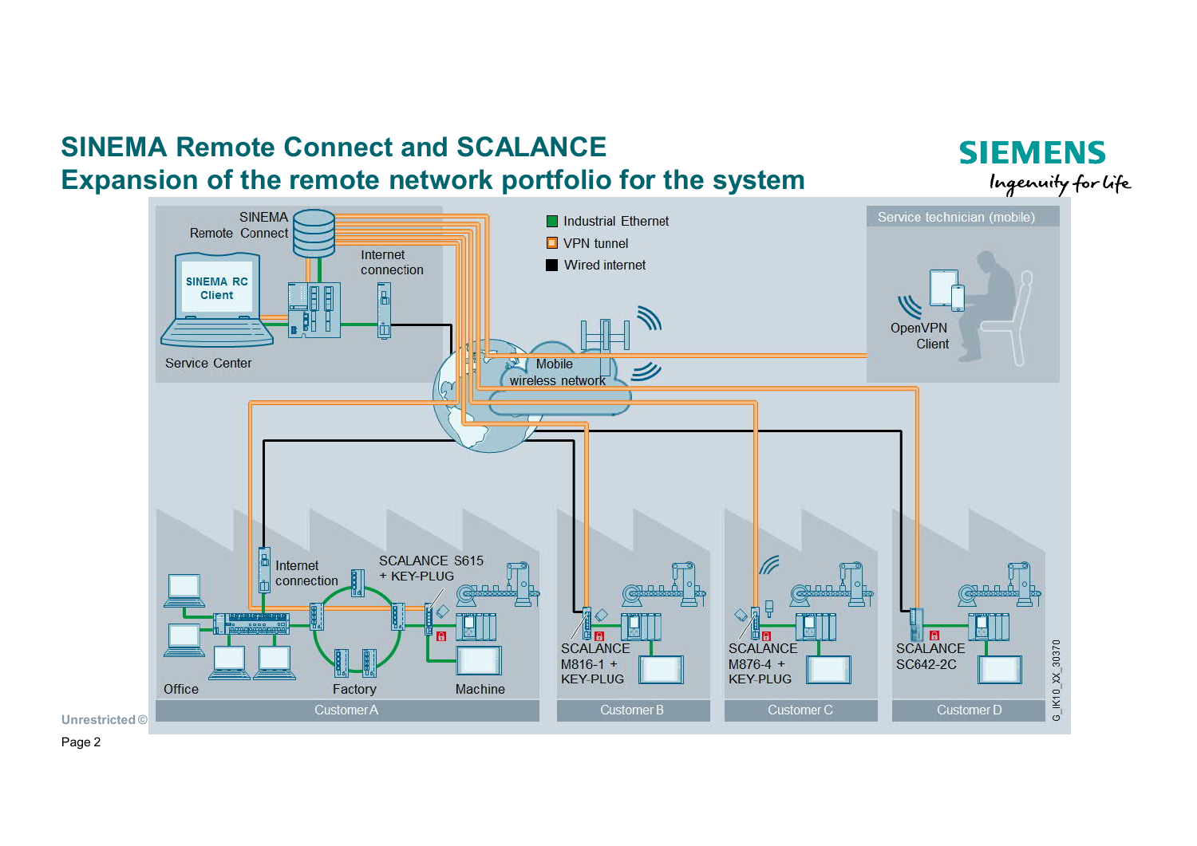# SINEMA Remote Connect and SCALANCE
## Expansion of the remote network portfolio for the system

- Industrial Ethernet
- VPN tunnel
- Wired internet

SINEMA Remote Connect

SINEMA RC Client

Internet connection

Service Center

Mobile wireless network

Service technician (mobile)

OpenVPN Client

Internet connection

SCALANCE S615 + KEY-PLUG

Office

Factory

Machine

Customer A

SCALANCE M816-1 + KEY-PLUG

Customer B

SCALANCE M876-4 + KEY-PLUG

Customer C

SCALANCE SC642-2C

Customer D

G_IK10_XX_30370

Unrestricted ©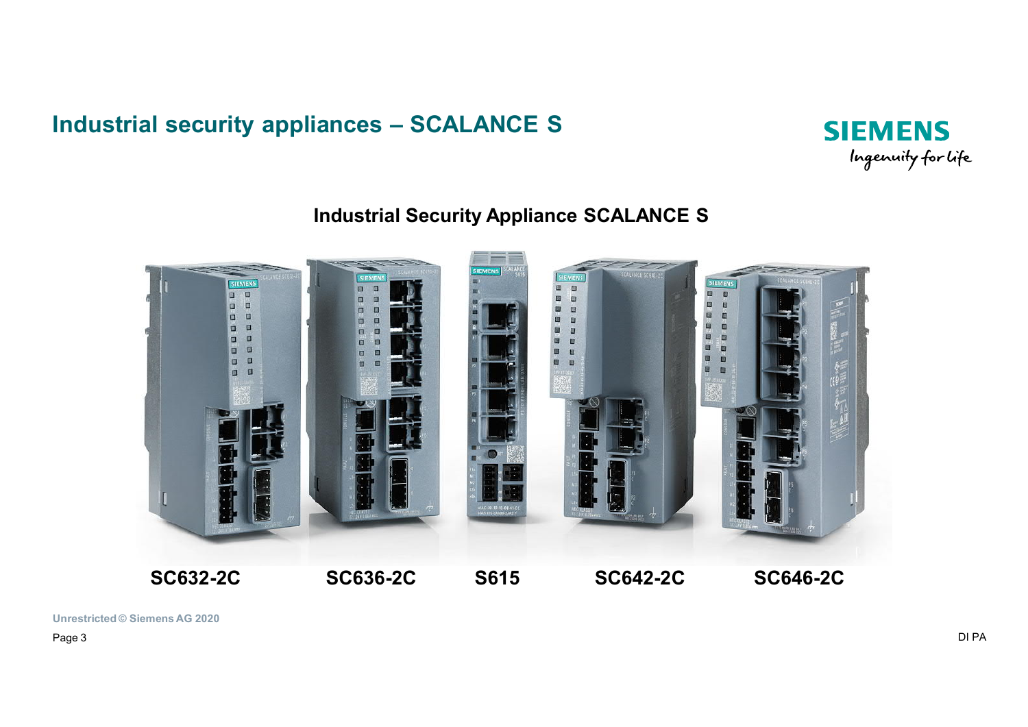# Industrial security appliances – SCALANCE S

## Industrial Security Appliance SCALANCE S

**SC632-2C** **SC636-2C** **S615** **SC642-2C** **SC646-2C**

Unrestricted © Siemens AG 2020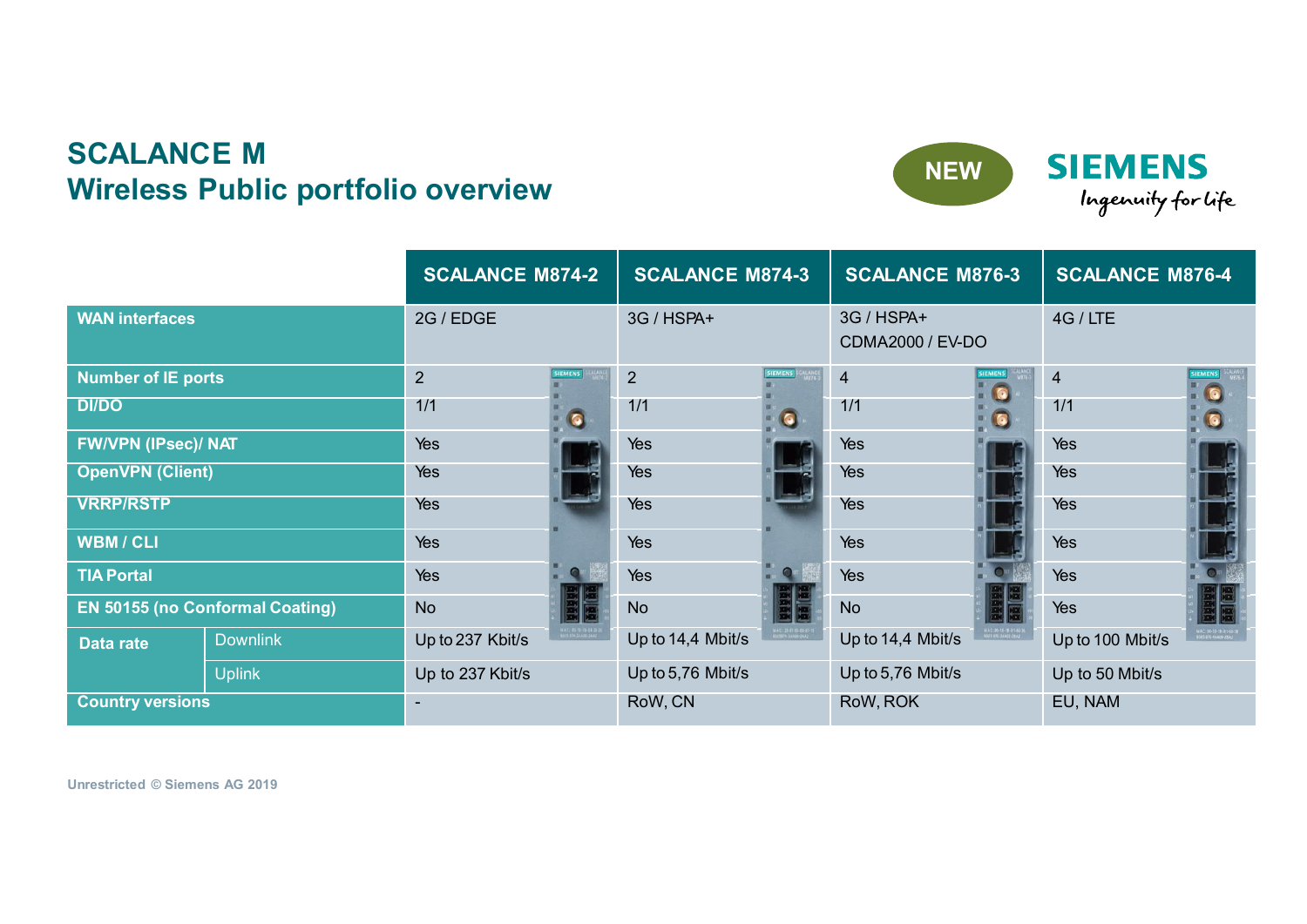# SCALANCE M
## Wireless Public portfolio overview

NEW

| | | SCALANCE M874-2 | SCALANCE M874-3 | SCALANCE M876-3 | SCALANCE M876-4 |
|---|---|---|---|---|---|
| **WAN interfaces** | | 2G / EDGE | 3G / HSPA+ | 3G / HSPA+ CDMA2000 / EV-DO | 4G / LTE |
| **Number of IE ports** | | 2 | 2 | 4 | 4 |
| **DI/DO** | | 1/1 | 1/1 | 1/1 | 1/1 |
| **FW/VPN (IPsec)/ NAT** | | Yes | Yes | Yes | Yes |
| **OpenVPN (Client)** | | Yes | Yes | Yes | Yes |
| **VRRP/RSTP** | | Yes | Yes | Yes | Yes |
| **WBM / CLI** | | Yes | Yes | Yes | Yes |
| **TIA Portal** | | Yes | Yes | Yes | Yes |
| **EN 50155 (no Conformal Coating)** | | No | No | No | Yes |
| **Data rate** | Downlink | Up to 237 Kbit/s | Up to 14,4 Mbit/s | Up to 14,4 Mbit/s | Up to 100 Mbit/s |
| | Uplink | Up to 237 Kbit/s | Up to 5,76 Mbit/s | Up to 5,76 Mbit/s | Up to 50 Mbit/s |
| **Country versions** | | - | RoW, CN | RoW, ROK | EU, NAM |

Unrestricted © Siemens AG 2019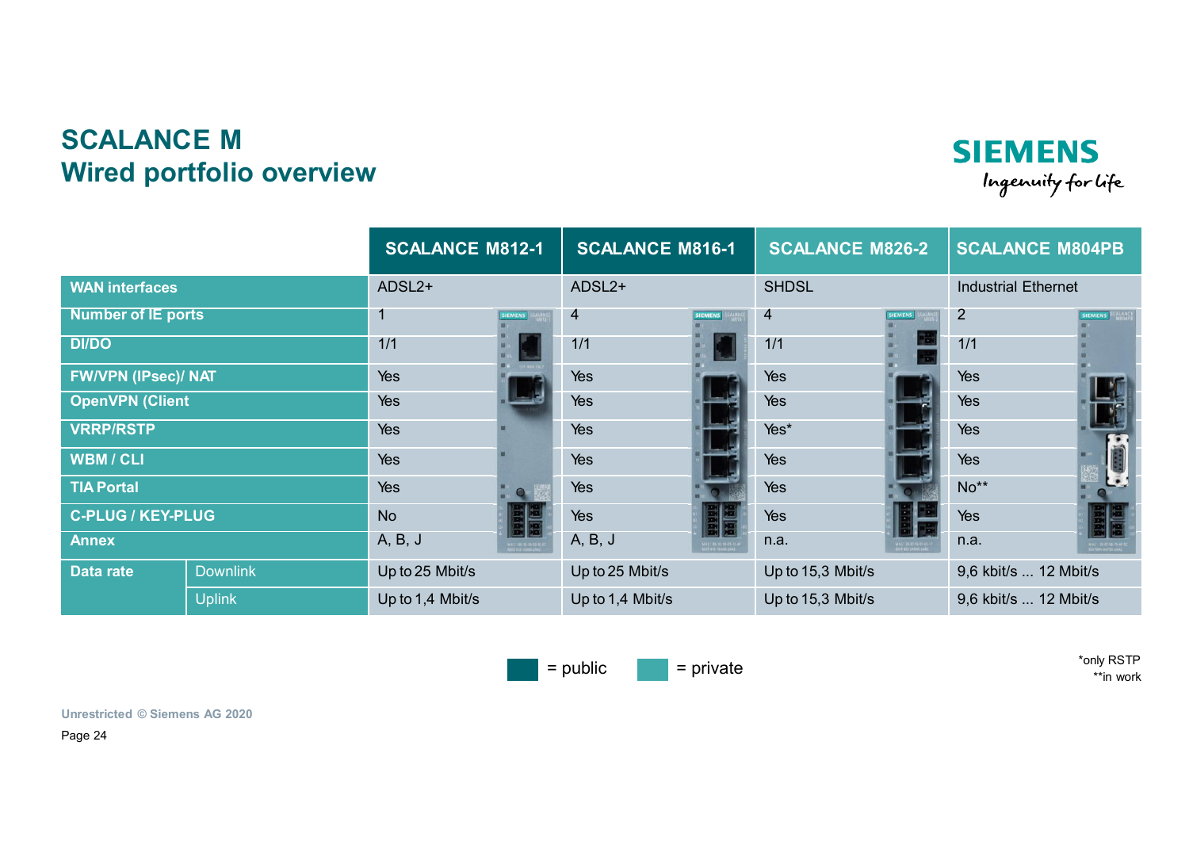# SCALANCE M
## Wired portfolio overview

| | | SCALANCE M812-1 | SCALANCE M816-1 | SCALANCE M826-2 | SCALANCE M804PB |
|---|---|---|---|---|---|
| **WAN interfaces** | | ADSL2+ | ADSL2+ | SHDSL | Industrial Ethernet |
| **Number of IE ports** | | 1 | 4 | 4 | 2 |
| **DI/DO** | | 1/1 | 1/1 | 1/1 | 1/1 |
| **FW/VPN (IPsec)/ NAT** | | Yes | Yes | Yes | Yes |
| **OpenVPN (Client** | | Yes | Yes | Yes | Yes |
| **VRRP/RSTP** | | Yes | Yes | Yes* | Yes |
| **WBM / CLI** | | Yes | Yes | Yes | Yes |
| **TIA Portal** | | Yes | Yes | Yes | No** |
| **C-PLUG / KEY-PLUG** | | No | Yes | Yes | Yes |
| **Annex** | | A, B, J | A, B, J | n.a. | n.a. |
| **Data rate** | Downlink | Up to 25 Mbit/s | Up to 25 Mbit/s | Up to 15,3 Mbit/s | 9,6 kbit/s ... 12 Mbit/s |
| | Uplink | Up to 1,4 Mbit/s | Up to 1,4 Mbit/s | Up to 15,3 Mbit/s | 9,6 kbit/s ... 12 Mbit/s |

= public = private

*only RSTP
**in work

Unrestricted © Siemens AG 2020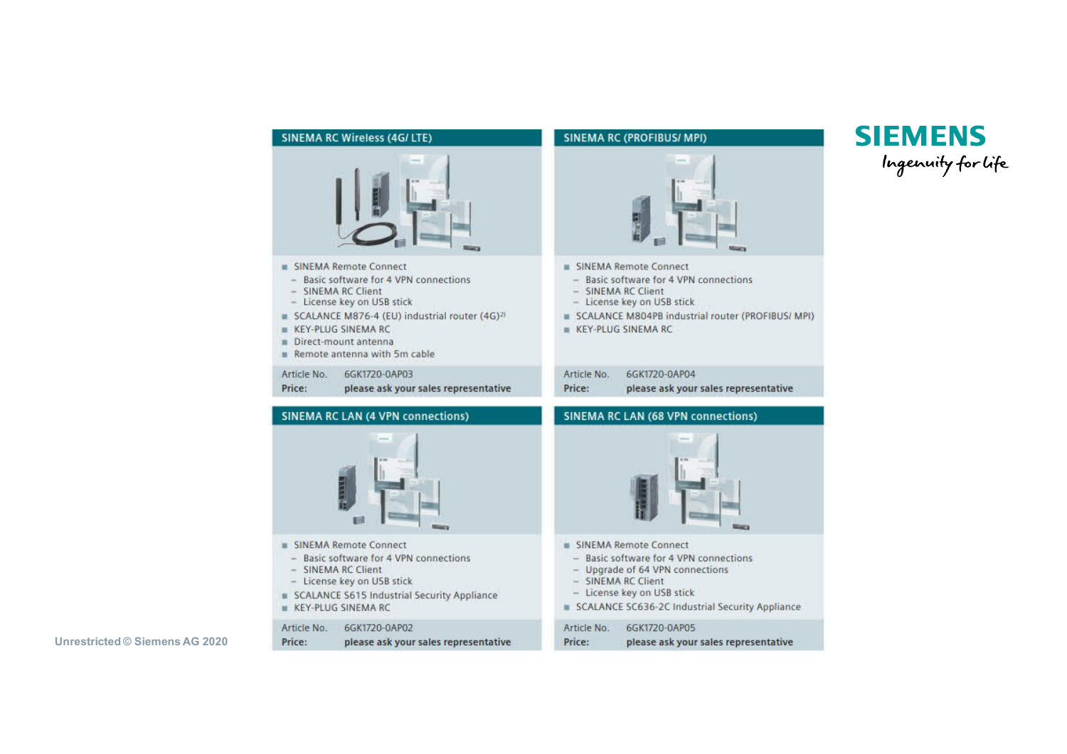## SINEMA RC Wireless (4G/ LTE)

- SINEMA Remote Connect
  - Basic software for 4 VPN connections
  - SINEMA RC Client
  - License key on USB stick
- SCALANCE M876-4 (EU) industrial router (4G)[2)]
- KEY-PLUG SINEMA RC
- Direct-mount antenna
- Remote antenna with 5m cable

Article No. 6GK1720-0AP03
**Price:** **please ask your sales representative**

## SINEMA RC (PROFIBUS/ MPI)

- SINEMA Remote Connect
  - Basic software for 4 VPN connections
  - SINEMA RC Client
  - License key on USB stick
- SCALANCE M804PB industrial router (PROFIBUS/ MPI)
- KEY-PLUG SINEMA RC

Article No. 6GK1720-0AP04
**Price:** **please ask your sales representative**

## SINEMA RC LAN (4 VPN connections)

- SINEMA Remote Connect
  - Basic software for 4 VPN connections
  - SINEMA RC Client
  - License key on USB stick
- SCALANCE S615 Industrial Security Appliance
- KEY-PLUG SINEMA RC

Article No. 6GK1720-0AP02
**Price:** **please ask your sales representative**

## SINEMA RC LAN (68 VPN connections)

- SINEMA Remote Connect
  - Basic software for 4 VPN connections
  - Upgrade of 64 VPN connections
  - SINEMA RC Client
  - License key on USB stick
- SCALANCE SC636-2C Industrial Security Appliance

Article No. 6GK1720-0AP05
**Price:** **please ask your sales representative**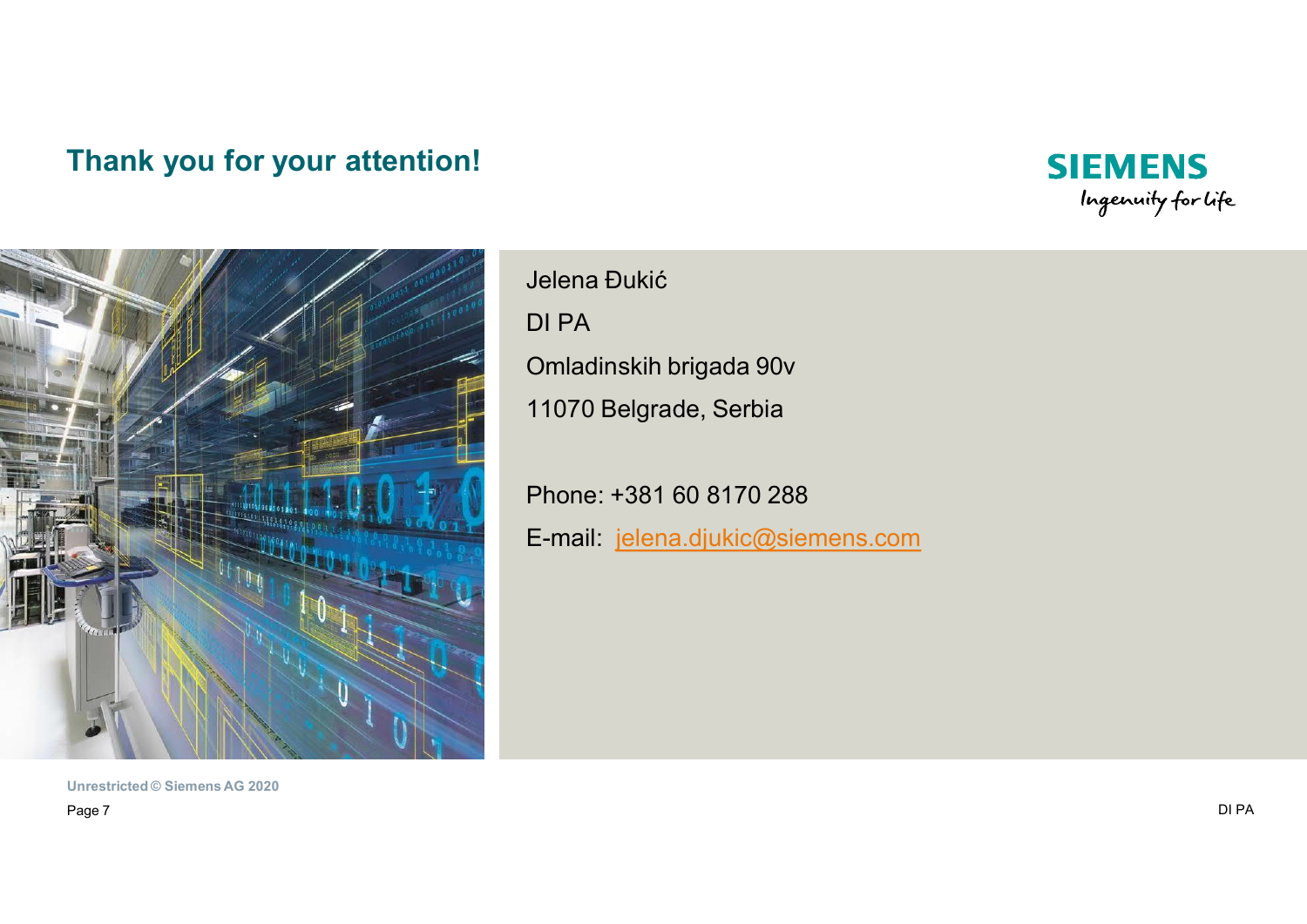## Thank you for your attention!

SIEMENS
Ingenuity for life

Jelena Đukić

DI PA

Omladinskih brigada 90v

11070 Belgrade, Serbia

Phone: +381 60 8170 288

E-mail: jelena.djukic@siemens.com

Unrestricted © Siemens AG 2020